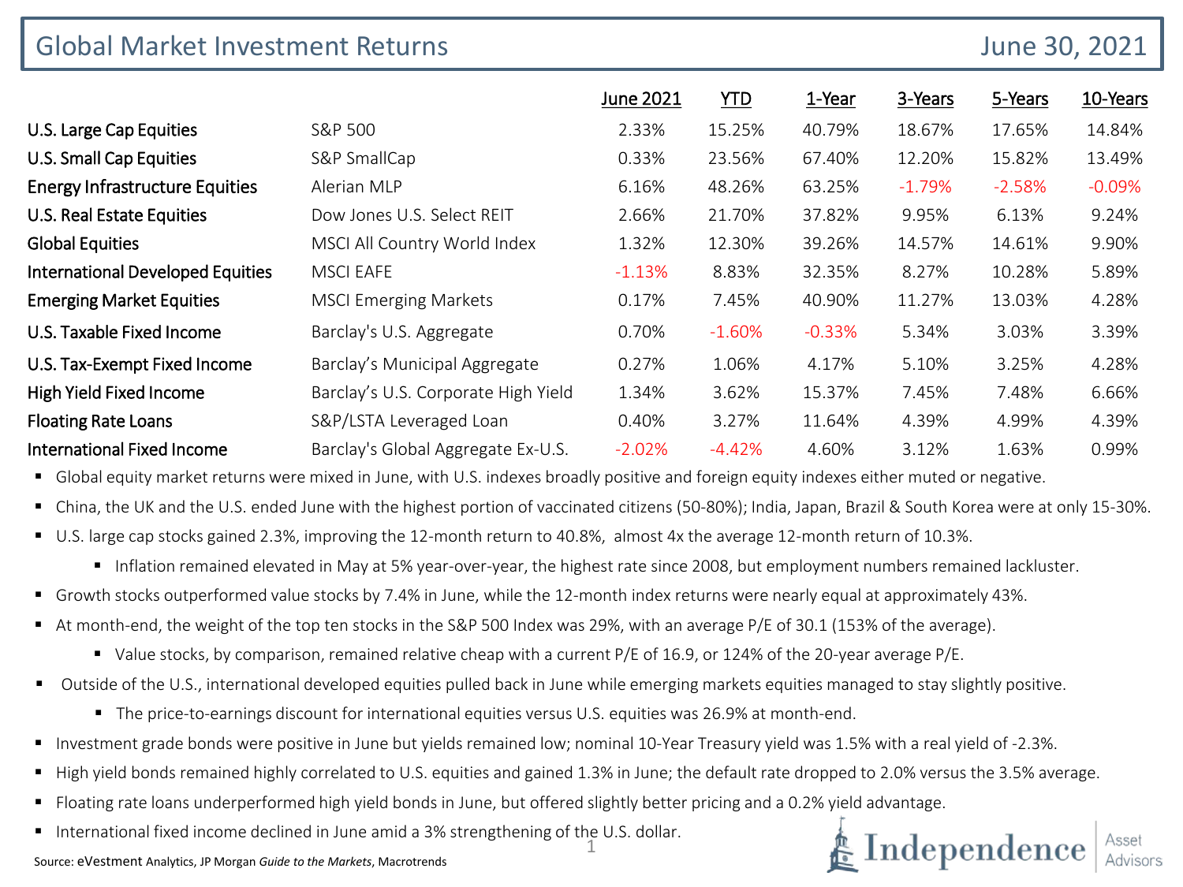# Global Market Investment Returns

June 30, 2021

| | | June 2021 | YTD | 1-Year | 3-Years | 5-Years | 10-Years |
|---|---|---|---|---|---|---|---|
| U.S. Large Cap Equities | S&P 500 | 2.33% | 15.25% | 40.79% | 18.67% | 17.65% | 14.84% |
| U.S. Small Cap Equities | S&P SmallCap | 0.33% | 23.56% | 67.40% | 12.20% | 15.82% | 13.49% |
| Energy Infrastructure Equities | Alerian MLP | 6.16% | 48.26% | 63.25% | -1.79% | -2.58% | -0.09% |
| U.S. Real Estate Equities | Dow Jones U.S. Select REIT | 2.66% | 21.70% | 37.82% | 9.95% | 6.13% | 9.24% |
| Global Equities | MSCI All Country World Index | 1.32% | 12.30% | 39.26% | 14.57% | 14.61% | 9.90% |
| International Developed Equities | MSCI EAFE | -1.13% | 8.83% | 32.35% | 8.27% | 10.28% | 5.89% |
| Emerging Market Equities | MSCI Emerging Markets | 0.17% | 7.45% | 40.90% | 11.27% | 13.03% | 4.28% |
| U.S. Taxable Fixed Income | Barclay's U.S. Aggregate | 0.70% | -1.60% | -0.33% | 5.34% | 3.03% | 3.39% |
| U.S. Tax-Exempt Fixed Income | Barclay's Municipal Aggregate | 0.27% | 1.06% | 4.17% | 5.10% | 3.25% | 4.28% |
| High Yield Fixed Income | Barclay's U.S. Corporate High Yield | 1.34% | 3.62% | 15.37% | 7.45% | 7.48% | 6.66% |
| Floating Rate Loans | S&P/LSTA Leveraged Loan | 0.40% | 3.27% | 11.64% | 4.39% | 4.99% | 4.39% |
| International Fixed Income | Barclay's Global Aggregate Ex-U.S. | -2.02% | -4.42% | 4.60% | 3.12% | 1.63% | 0.99% |

- Global equity market returns were mixed in June, with U.S. indexes broadly positive and foreign equity indexes either muted or negative.
- China, the UK and the U.S. ended June with the highest portion of vaccinated citizens (50-80%); India, Japan, Brazil & South Korea were at only 15-30%.
- U.S. large cap stocks gained 2.3%, improving the 12-month return to 40.8%, almost 4x the average 12-month return of 10.3%.
  - Inflation remained elevated in May at 5% year-over-year, the highest rate since 2008, but employment numbers remained lackluster.
- Growth stocks outperformed value stocks by 7.4% in June, while the 12-month index returns were nearly equal at approximately 43%.
- At month-end, the weight of the top ten stocks in the S&P 500 Index was 29%, with an average P/E of 30.1 (153% of the average).
  - Value stocks, by comparison, remained relative cheap with a current P/E of 16.9, or 124% of the 20-year average P/E.
- Outside of the U.S., international developed equities pulled back in June while emerging markets equities managed to stay slightly positive.
  - The price-to-earnings discount for international equities versus U.S. equities was 26.9% at month-end.
- Investment grade bonds were positive in June but yields remained low; nominal 10-Year Treasury yield was 1.5% with a real yield of -2.3%.
- High yield bonds remained highly correlated to U.S. equities and gained 1.3% in June; the default rate dropped to 2.0% versus the 3.5% average.
- Floating rate loans underperformed high yield bonds in June, but offered slightly better pricing and a 0.2% yield advantage.
- International fixed income declined in June amid a 3% strengthening of the U.S. dollar.

Source: eVestment Analytics, JP Morgan *Guide to the Markets*, Macrotrends

Independence Asset Advisors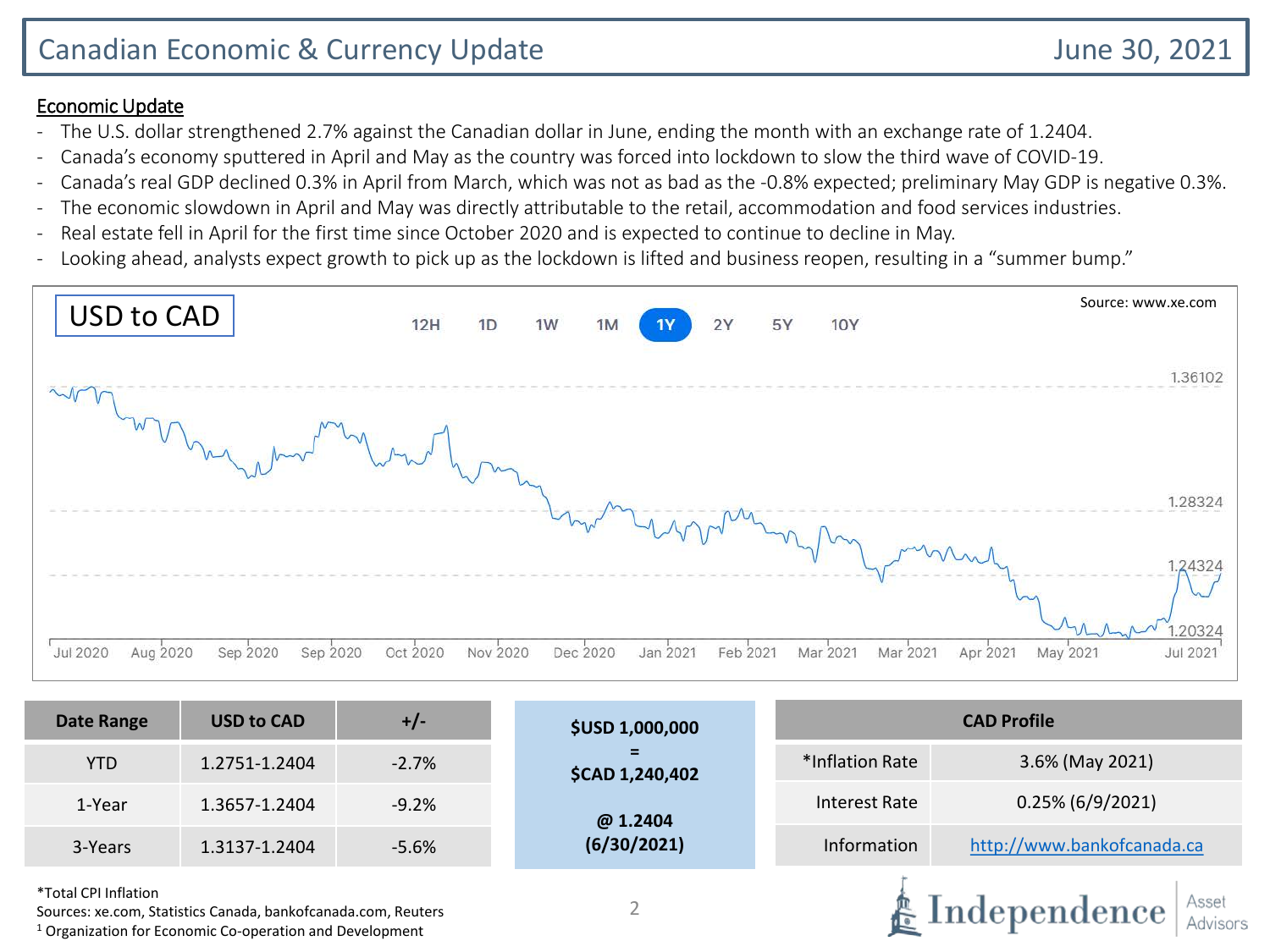# Canadian Economic & Currency Update

June 30, 2021

**Economic Update**

- The U.S. dollar strengthened 2.7% against the Canadian dollar in June, ending the month with an exchange rate of 1.2404.
- Canada's economy sputtered in April and May as the country was forced into lockdown to slow the third wave of COVID-19.
- Canada's real GDP declined 0.3% in April from March, which was not as bad as the -0.8% expected; preliminary May GDP is negative 0.3%.
- The economic slowdown in April and May was directly attributable to the retail, accommodation and food services industries.
- Real estate fell in April for the first time since October 2020 and is expected to continue to decline in May.
- Looking ahead, analysts expect growth to pick up as the lockdown is lifted and business reopen, resulting in a "summer bump."

USD to CAD

12H 1D 1W 1M 1Y 2Y 5Y 10Y

Source: www.xe.com

1.36102
1.28324
1.24324
1.20324

Jul 2020 Aug 2020 Sep 2020 Sep 2020 Oct 2020 Nov 2020 Dec 2020 Jan 2021 Feb 2021 Mar 2021 Mar 2021 Apr 2021 May 2021 Jul 2021

| Date Range | USD to CAD | +/- |
|---|---|---|
| YTD | 1.2751-1.2404 | -2.7% |
| 1-Year | 1.3657-1.2404 | -9.2% |
| 3-Years | 1.3137-1.2404 | -5.6% |

**$USD 1,000,000**
**=**
**$CAD 1,240,402**

**@ 1.2404**
**(6/30/2021)**

| CAD Profile | |
|---|---|
| *Inflation Rate | 3.6% (May 2021) |
| Interest Rate | 0.25% (6/9/2021) |
| Information | http://www.bankofcanada.ca |

*Total CPI Inflation
Sources: xe.com, Statistics Canada, bankofcanada.com, Reuters
[1] Organization for Economic Co-operation and Development

Independence Asset Advisors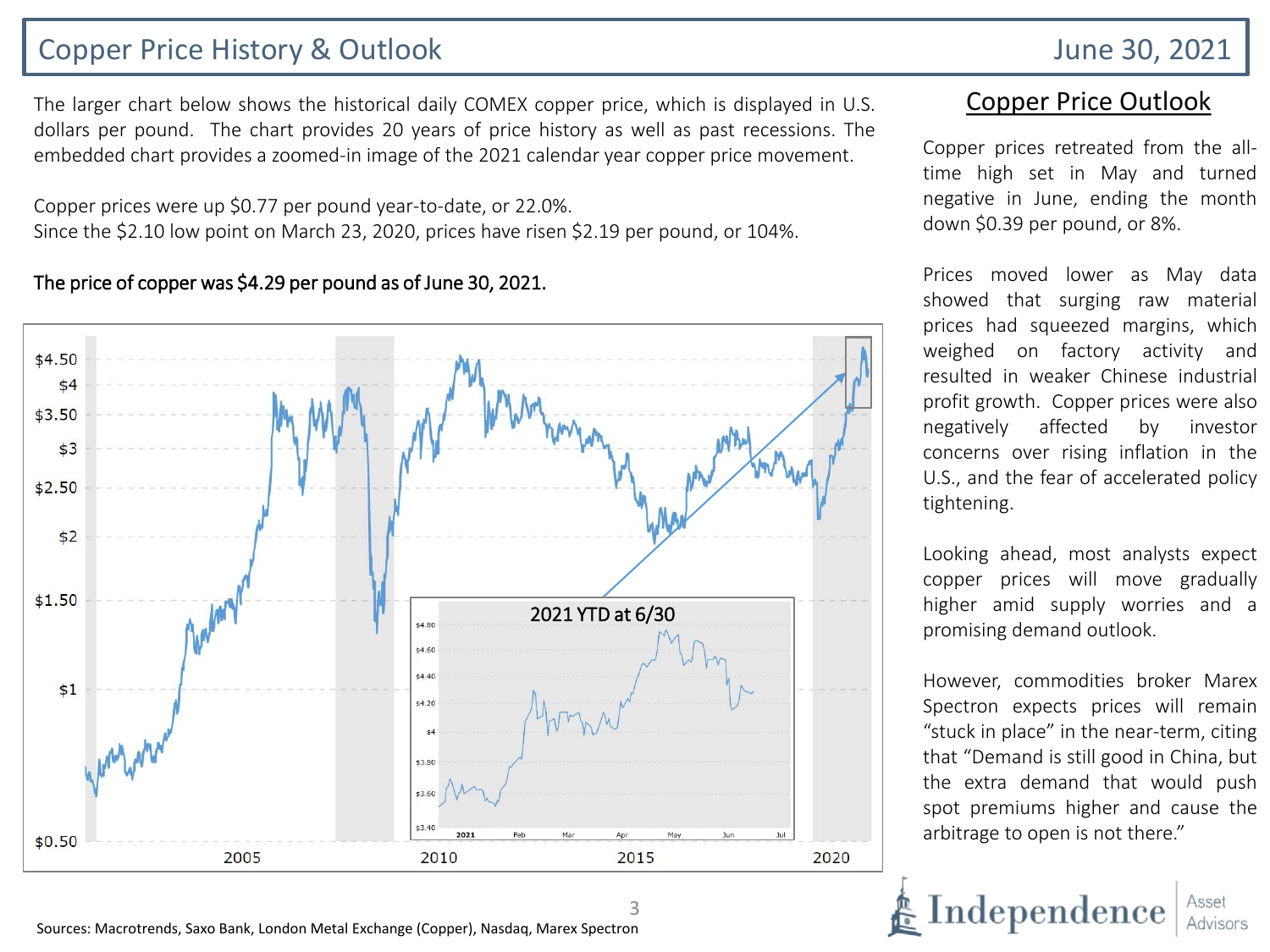# Copper Price History & Outlook

June 30, 2021

The larger chart below shows the historical daily COMEX copper price, which is displayed in U.S. dollars per pound. The chart provides 20 years of price history as well as past recessions. The embedded chart provides a zoomed-in image of the 2021 calendar year copper price movement.

Copper prices were up $0.77 per pound year-to-date, or 22.0%.
Since the $2.10 low point on March 23, 2020, prices have risen $2.19 per pound, or 104%.

**The price of copper was $4.29 per pound as of June 30, 2021.**

## Copper Price Outlook

Copper prices retreated from the all-time high set in May and turned negative in June, ending the month down $0.39 per pound, or 8%.

Prices moved lower as May data showed that surging raw material prices had squeezed margins, which weighed on factory activity and resulted in weaker Chinese industrial profit growth. Copper prices were also negatively affected by investor concerns over rising inflation in the U.S., and the fear of accelerated policy tightening.

Looking ahead, most analysts expect copper prices will move gradually higher amid supply worries and a promising demand outlook.

However, commodities broker Marex Spectron expects prices will remain "stuck in place" in the near-term, citing that "Demand is still good in China, but the extra demand that would push spot premiums higher and cause the arbitrage to open is not there."

Sources: Macrotrends, Saxo Bank, London Metal Exchange (Copper), Nasdaq, Marex Spectron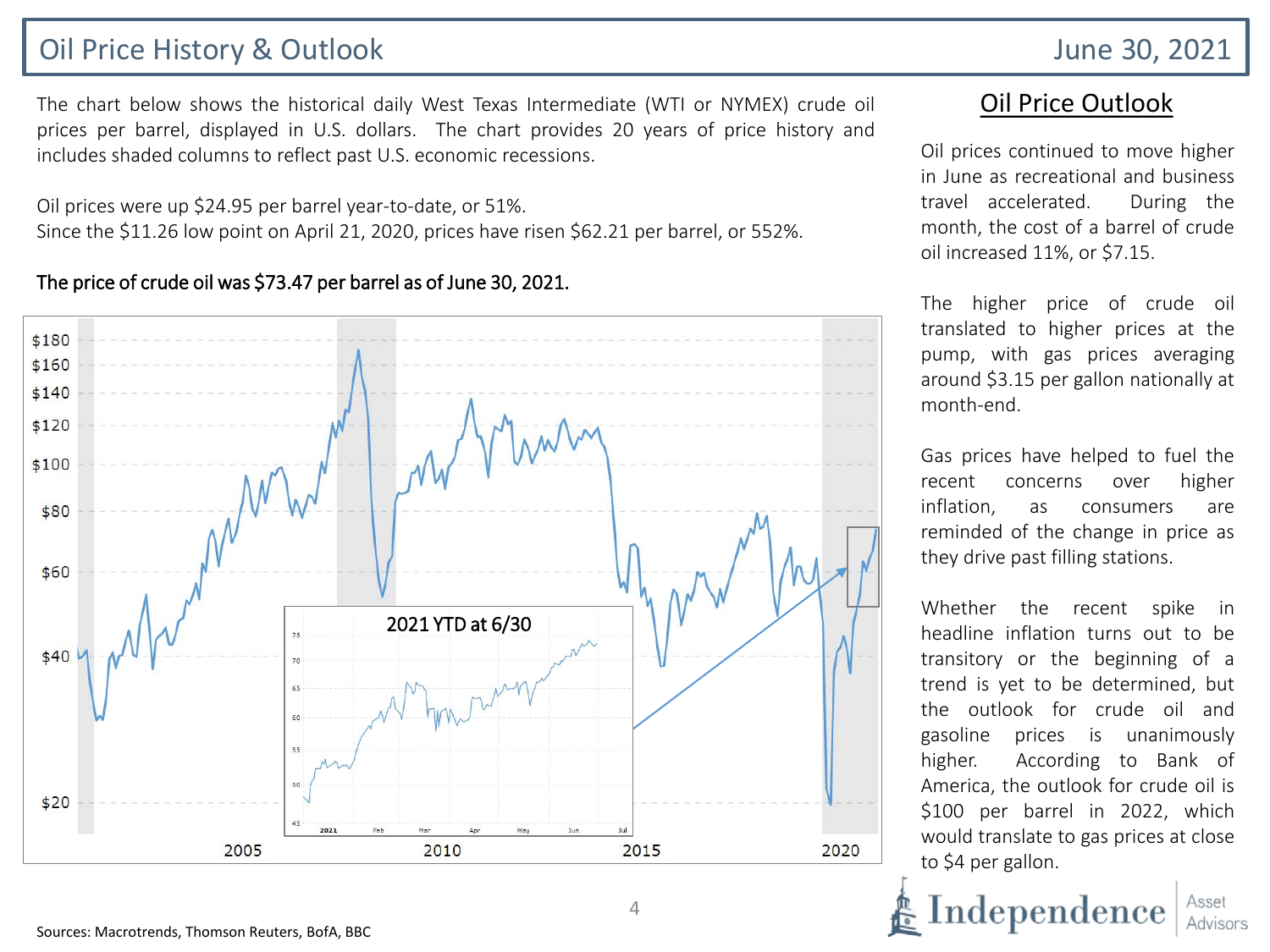# Oil Price History & Outlook

June 30, 2021

The chart below shows the historical daily West Texas Intermediate (WTI or NYMEX) crude oil prices per barrel, displayed in U.S. dollars. The chart provides 20 years of price history and includes shaded columns to reflect past U.S. economic recessions.

Oil prices were up $24.95 per barrel year-to-date, or 51%.
Since the $11.26 low point on April 21, 2020, prices have risen $62.21 per barrel, or 552%.

**The price of crude oil was $73.47 per barrel as of June 30, 2021.**

$180
$160
$140
$120
$100
$80
$60
$40
$20

2005
2010
2015
2020

2021 YTD at 6/30

75
70
65
60
55
50
45

2021
Feb
Mar
Apr
May
Jun
Jul

## Oil Price Outlook

Oil prices continued to move higher in June as recreational and business travel accelerated. During the month, the cost of a barrel of crude oil increased 11%, or $7.15.

The higher price of crude oil translated to higher prices at the pump, with gas prices averaging around $3.15 per gallon nationally at month-end.

Gas prices have helped to fuel the recent concerns over higher inflation, as consumers are reminded of the change in price as they drive past filling stations.

Whether the recent spike in headline inflation turns out to be transitory or the beginning of a trend is yet to be determined, but the outlook for crude oil and gasoline prices is unanimously higher. According to Bank of America, the outlook for crude oil is $100 per barrel in 2022, which would translate to gas prices at close to $4 per gallon.

Sources: Macrotrends, Thomson Reuters, BofA, BBC

Independence Asset Advisors